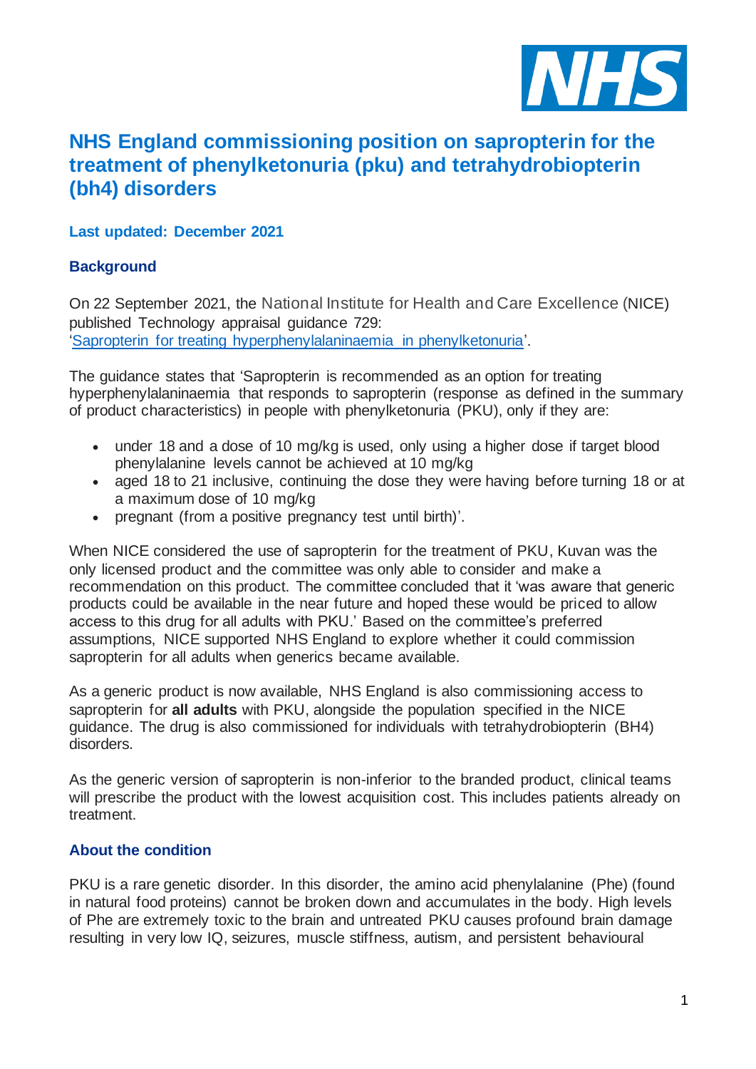# NHS England commissioning position on sapropterin for the treatment of phenylketonuria (pku) and tetrahydrobiopterin (bh4) disorders

### Last updated: December 2021

### Background

On 22 September 2021, the National Institute for Health and Care Excellence (NICE) published Technology appraisal guidance 729: '[Sapropterin for treating hyperphenylalaninaemia in phenylketonuria](#)'.

The guidance states that 'Sapropterin is recommended as an option for treating hyperphenylalaninaemia that responds to sapropterin (response as defined in the summary of product characteristics) in people with phenylketonuria (PKU), only if they are:

- under 18 and a dose of 10 mg/kg is used, only using a higher dose if target blood phenylalanine levels cannot be achieved at 10 mg/kg
- aged 18 to 21 inclusive, continuing the dose they were having before turning 18 or at a maximum dose of 10 mg/kg
- pregnant (from a positive pregnancy test until birth)'.

When NICE considered the use of sapropterin for the treatment of PKU, Kuvan was the only licensed product and the committee was only able to consider and make a recommendation on this product. The committee concluded that it 'was aware that generic products could be available in the near future and hoped these would be priced to allow access to this drug for all adults with PKU.' Based on the committee's preferred assumptions, NICE supported NHS England to explore whether it could commission sapropterin for all adults when generics became available.

As a generic product is now available, NHS England is also commissioning access to sapropterin for **all adults** with PKU, alongside the population specified in the NICE guidance. The drug is also commissioned for individuals with tetrahydrobiopterin (BH4) disorders.

As the generic version of sapropterin is non-inferior to the branded product, clinical teams will prescribe the product with the lowest acquisition cost. This includes patients already on treatment.

### About the condition

PKU is a rare genetic disorder. In this disorder, the amino acid phenylalanine (Phe) (found in natural food proteins) cannot be broken down and accumulates in the body. High levels of Phe are extremely toxic to the brain and untreated PKU causes profound brain damage resulting in very low IQ, seizures, muscle stiffness, autism, and persistent behavioural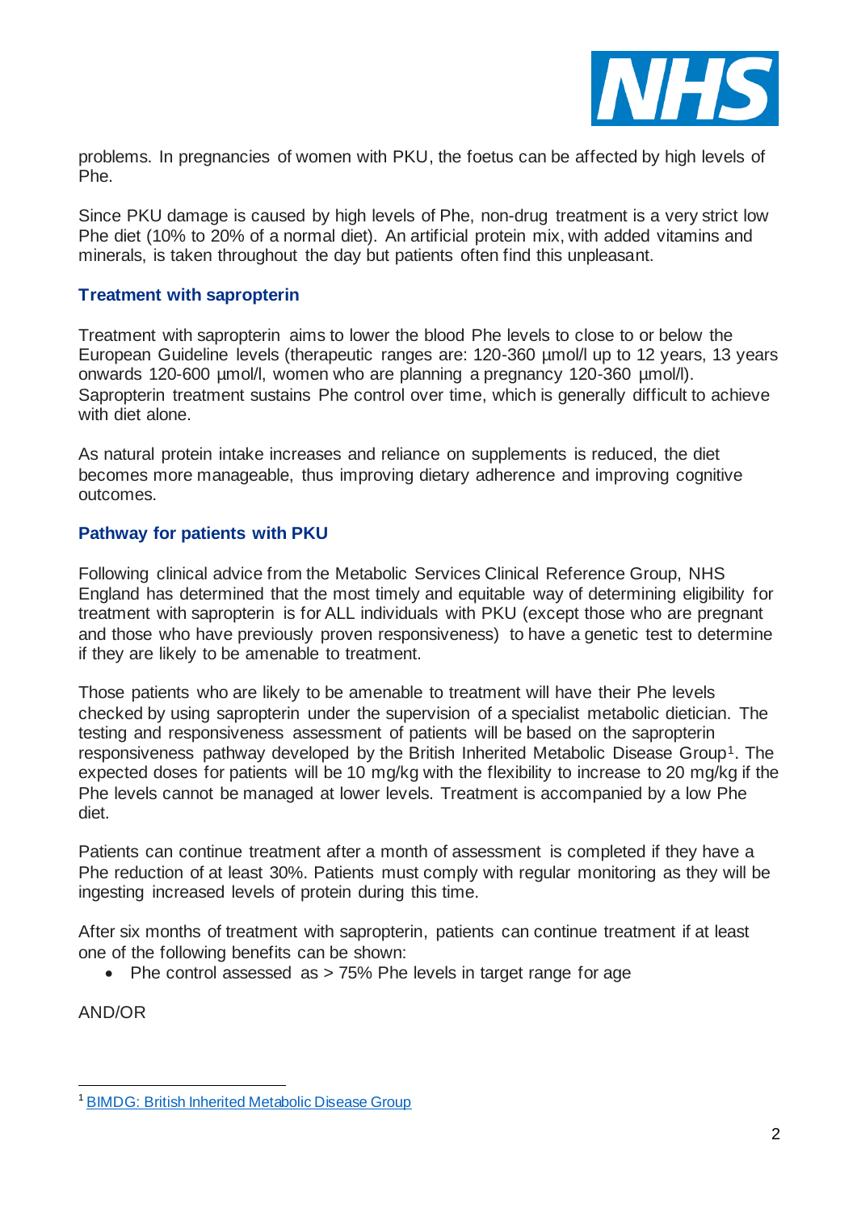problems. In pregnancies of women with PKU, the foetus can be affected by high levels of Phe.

Since PKU damage is caused by high levels of Phe, non-drug treatment is a very strict low Phe diet (10% to 20% of a normal diet). An artificial protein mix, with added vitamins and minerals, is taken throughout the day but patients often find this unpleasant.

## Treatment with sapropterin

Treatment with sapropterin aims to lower the blood Phe levels to close to or below the European Guideline levels (therapeutic ranges are: 120-360 µmol/l up to 12 years, 13 years onwards 120-600 µmol/l, women who are planning a pregnancy 120-360 µmol/l). Sapropterin treatment sustains Phe control over time, which is generally difficult to achieve with diet alone.

As natural protein intake increases and reliance on supplements is reduced, the diet becomes more manageable, thus improving dietary adherence and improving cognitive outcomes.

## Pathway for patients with PKU

Following clinical advice from the Metabolic Services Clinical Reference Group, NHS England has determined that the most timely and equitable way of determining eligibility for treatment with sapropterin is for ALL individuals with PKU (except those who are pregnant and those who have previously proven responsiveness) to have a genetic test to determine if they are likely to be amenable to treatment.

Those patients who are likely to be amenable to treatment will have their Phe levels checked by using sapropterin under the supervision of a specialist metabolic dietician. The testing and responsiveness assessment of patients will be based on the sapropterin responsiveness pathway developed by the British Inherited Metabolic Disease Group[1]. The expected doses for patients will be 10 mg/kg with the flexibility to increase to 20 mg/kg if the Phe levels cannot be managed at lower levels. Treatment is accompanied by a low Phe diet.

Patients can continue treatment after a month of assessment is completed if they have a Phe reduction of at least 30%. Patients must comply with regular monitoring as they will be ingesting increased levels of protein during this time.

After six months of treatment with sapropterin, patients can continue treatment if at least one of the following benefits can be shown:

- Phe control assessed as > 75% Phe levels in target range for age

AND/OR

[1] BIMDG: British Inherited Metabolic Disease Group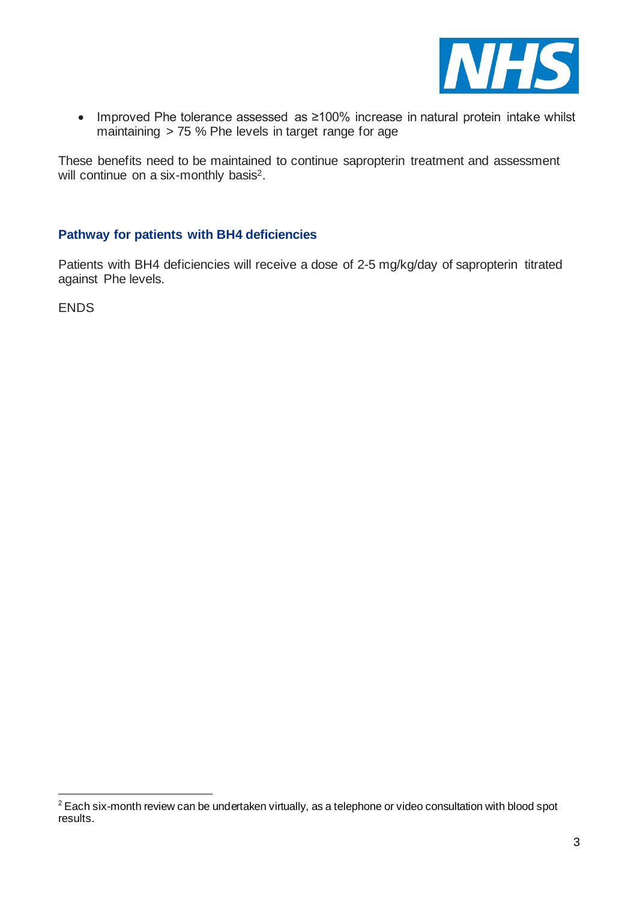- Improved Phe tolerance assessed as ≥100% increase in natural protein intake whilst maintaining > 75 % Phe levels in target range for age

These benefits need to be maintained to continue sapropterin treatment and assessment will continue on a six-monthly basis[2].

## Pathway for patients with BH4 deficiencies

Patients with BH4 deficiencies will receive a dose of 2-5 mg/kg/day of sapropterin titrated against Phe levels.

ENDS

[2] Each six-month review can be undertaken virtually, as a telephone or video consultation with blood spot results.